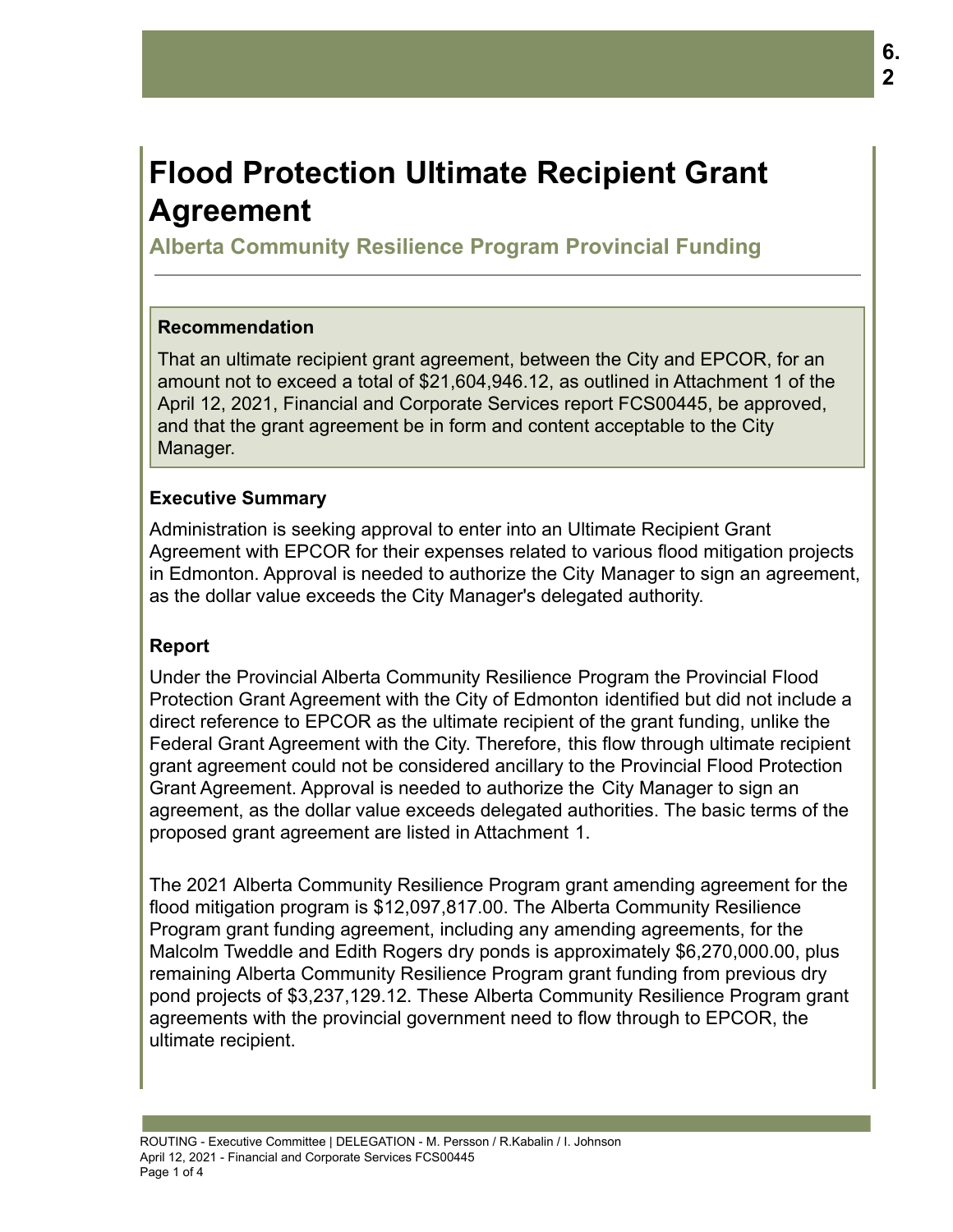# Flood Protection Ultimate Recipient Grant Agreement

## Alberta Community Resilience Program Provincial Funding

### Recommendation

That an ultimate recipient grant agreement, between the City and EPCOR, for an amount not to exceed a total of $21,604,946.12, as outlined in Attachment 1 of the April 12, 2021, Financial and Corporate Services report FCS00445, be approved, and that the grant agreement be in form and content acceptable to the City Manager.

### Executive Summary

Administration is seeking approval to enter into an Ultimate Recipient Grant Agreement with EPCOR for their expenses related to various flood mitigation projects in Edmonton. Approval is needed to authorize the City Manager to sign an agreement, as the dollar value exceeds the City Manager's delegated authority.

### Report

Under the Provincial Alberta Community Resilience Program the Provincial Flood Protection Grant Agreement with the City of Edmonton identified but did not include a direct reference to EPCOR as the ultimate recipient of the grant funding, unlike the Federal Grant Agreement with the City. Therefore, this flow through ultimate recipient grant agreement could not be considered ancillary to the Provincial Flood Protection Grant Agreement. Approval is needed to authorize the City Manager to sign an agreement, as the dollar value exceeds delegated authorities. The basic terms of the proposed grant agreement are listed in Attachment 1.

The 2021 Alberta Community Resilience Program grant amending agreement for the flood mitigation program is $12,097,817.00. The Alberta Community Resilience Program grant funding agreement, including any amending agreements, for the Malcolm Tweddle and Edith Rogers dry ponds is approximately $6,270,000.00, plus remaining Alberta Community Resilience Program grant funding from previous dry pond projects of $3,237,129.12. These Alberta Community Resilience Program grant agreements with the provincial government need to flow through to EPCOR, the ultimate recipient.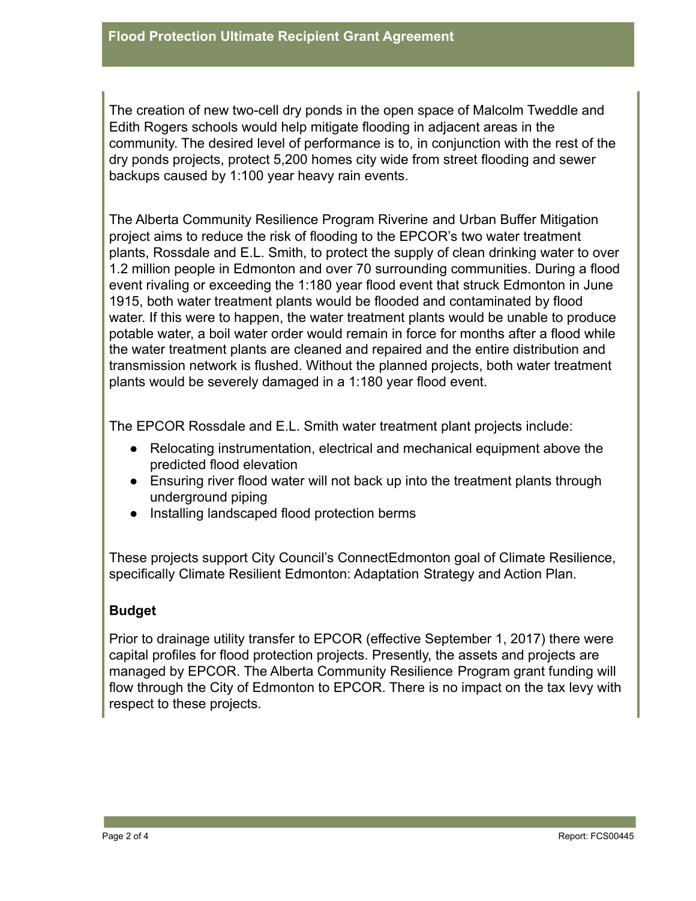The creation of new two-cell dry ponds in the open space of Malcolm Tweddle and Edith Rogers schools would help mitigate flooding in adjacent areas in the community. The desired level of performance is to, in conjunction with the rest of the dry ponds projects, protect 5,200 homes city wide from street flooding and sewer backups caused by 1:100 year heavy rain events.

The Alberta Community Resilience Program Riverine and Urban Buffer Mitigation project aims to reduce the risk of flooding to the EPCOR's two water treatment plants, Rossdale and E.L. Smith, to protect the supply of clean drinking water to over 1.2 million people in Edmonton and over 70 surrounding communities. During a flood event rivaling or exceeding the 1:180 year flood event that struck Edmonton in June 1915, both water treatment plants would be flooded and contaminated by flood water. If this were to happen, the water treatment plants would be unable to produce potable water, a boil water order would remain in force for months after a flood while the water treatment plants are cleaned and repaired and the entire distribution and transmission network is flushed. Without the planned projects, both water treatment plants would be severely damaged in a 1:180 year flood event.

The EPCOR Rossdale and E.L. Smith water treatment plant projects include:

- Relocating instrumentation, electrical and mechanical equipment above the predicted flood elevation
- Ensuring river flood water will not back up into the treatment plants through underground piping
- Installing landscaped flood protection berms

These projects support City Council's ConnectEdmonton goal of Climate Resilience, specifically Climate Resilient Edmonton: Adaptation Strategy and Action Plan.

### Budget

Prior to drainage utility transfer to EPCOR (effective September 1, 2017) there were capital profiles for flood protection projects. Presently, the assets and projects are managed by EPCOR. The Alberta Community Resilience Program grant funding will flow through the City of Edmonton to EPCOR. There is no impact on the tax levy with respect to these projects.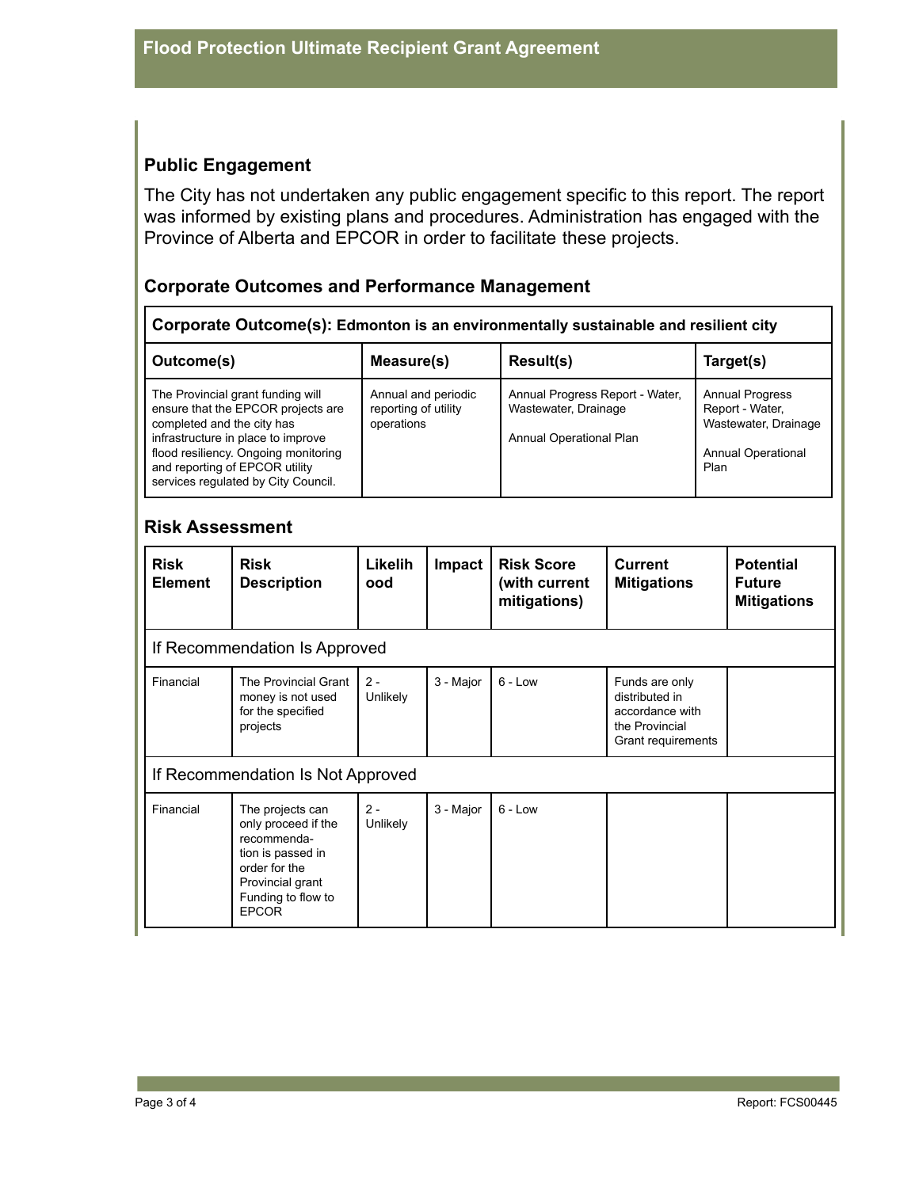## Public Engagement

The City has not undertaken any public engagement specific to this report. The report was informed by existing plans and procedures. Administration has engaged with the Province of Alberta and EPCOR in order to facilitate these projects.

## Corporate Outcomes and Performance Management

| **Corporate Outcome(s): Edmonton is an environmentally sustainable and resilient city** | | | |
|---|---|---|---|
| **Outcome(s)** | **Measure(s)** | **Result(s)** | **Target(s)** |
| The Provincial grant funding will ensure that the EPCOR projects are completed and the city has infrastructure in place to improve flood resiliency. Ongoing monitoring and reporting of EPCOR utility services regulated by City Council. | Annual and periodic reporting of utility operations | Annual Progress Report - Water, Wastewater, Drainage<br><br>Annual Operational Plan | Annual Progress Report - Water, Wastewater, Drainage<br><br>Annual Operational Plan |

## Risk Assessment

| Risk Element | Risk Description | Likelihood | Impact | Risk Score (with current mitigations) | Current Mitigations | Potential Future Mitigations |
|---|---|---|---|---|---|---|
| If Recommendation Is Approved | | | | | | |
| Financial | The Provincial Grant money is not used for the specified projects | 2 - Unlikely | 3 - Major | 6 - Low | Funds are only distributed in accordance with the Provincial Grant requirements | |
| If Recommendation Is Not Approved | | | | | | |
| Financial | The projects can only proceed if the recommendation is passed in order for the Provincial grant Funding to flow to EPCOR | 2 - Unlikely | 3 - Major | 6 - Low | | |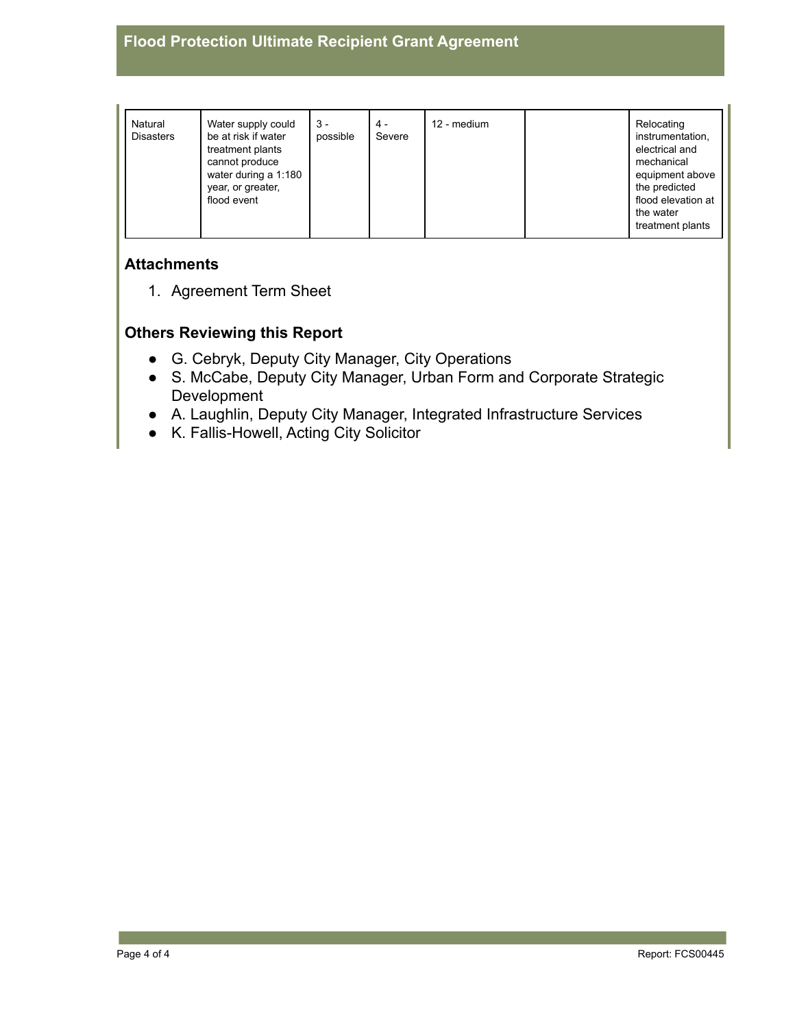| | | | | | | |
|---|---|---|---|---|---|---|
| Natural Disasters | Water supply could be at risk if water treatment plants cannot produce water during a 1:180 year, or greater, flood event | 3 - possible | 4 - Severe | 12 - medium | | Relocating instrumentation, electrical and mechanical equipment above the predicted flood elevation at the water treatment plants |

### Attachments

1. Agreement Term Sheet

### Others Reviewing this Report

- G. Cebryk, Deputy City Manager, City Operations
- S. McCabe, Deputy City Manager, Urban Form and Corporate Strategic Development
- A. Laughlin, Deputy City Manager, Integrated Infrastructure Services
- K. Fallis-Howell, Acting City Solicitor